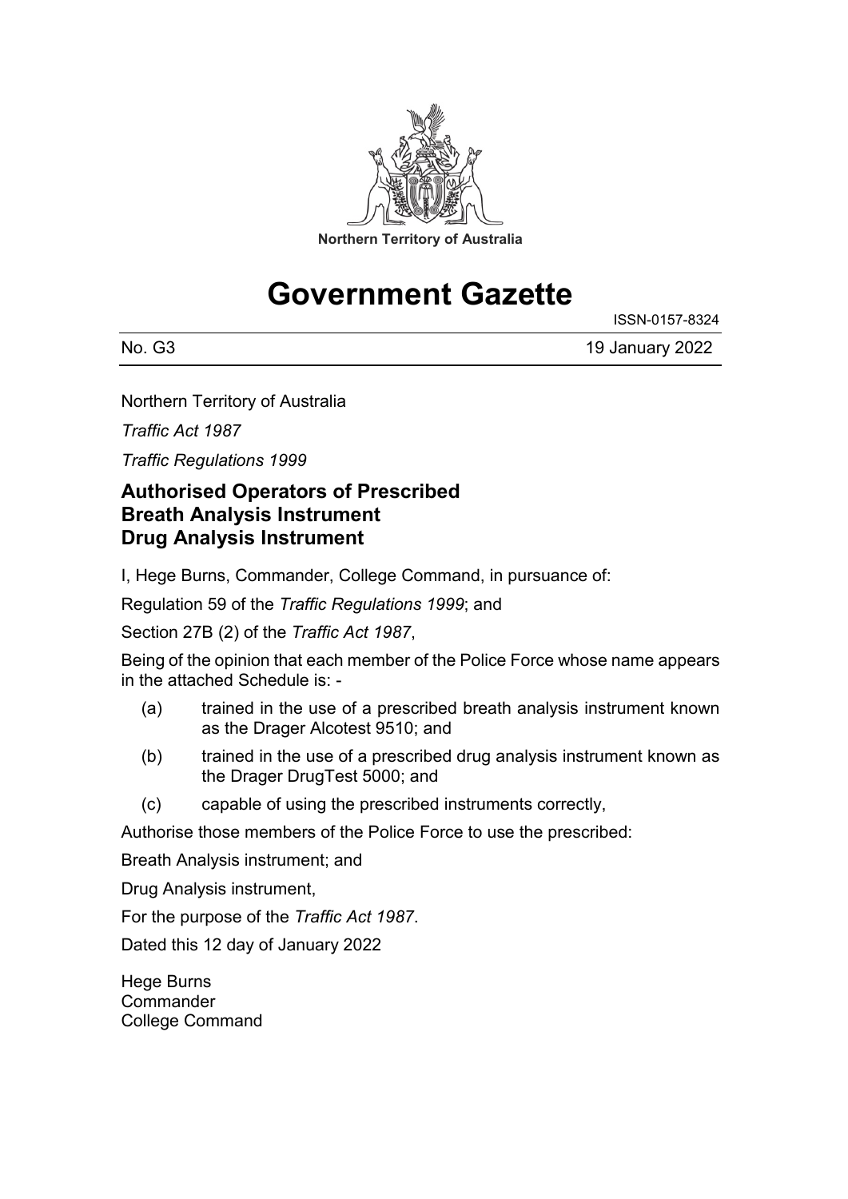Northern Territory of Australia

# Government Gazette

ISSN-0157-8324

No. G3 19 January 2022

Northern Territory of Australia

*Traffic Act 1987*

*Traffic Regulations 1999*

## Authorised Operators of Prescribed Breath Analysis Instrument Drug Analysis Instrument

I, Hege Burns, Commander, College Command, in pursuance of:

Regulation 59 of the *Traffic Regulations 1999*; and

Section 27B (2) of the *Traffic Act 1987*,

Being of the opinion that each member of the Police Force whose name appears in the attached Schedule is: -

(a) trained in the use of a prescribed breath analysis instrument known as the Drager Alcotest 9510; and

(b) trained in the use of a prescribed drug analysis instrument known as the Drager DrugTest 5000; and

(c) capable of using the prescribed instruments correctly,

Authorise those members of the Police Force to use the prescribed:

Breath Analysis instrument; and

Drug Analysis instrument,

For the purpose of the *Traffic Act 1987*.

Dated this 12 day of January 2022

Hege Burns
Commander
College Command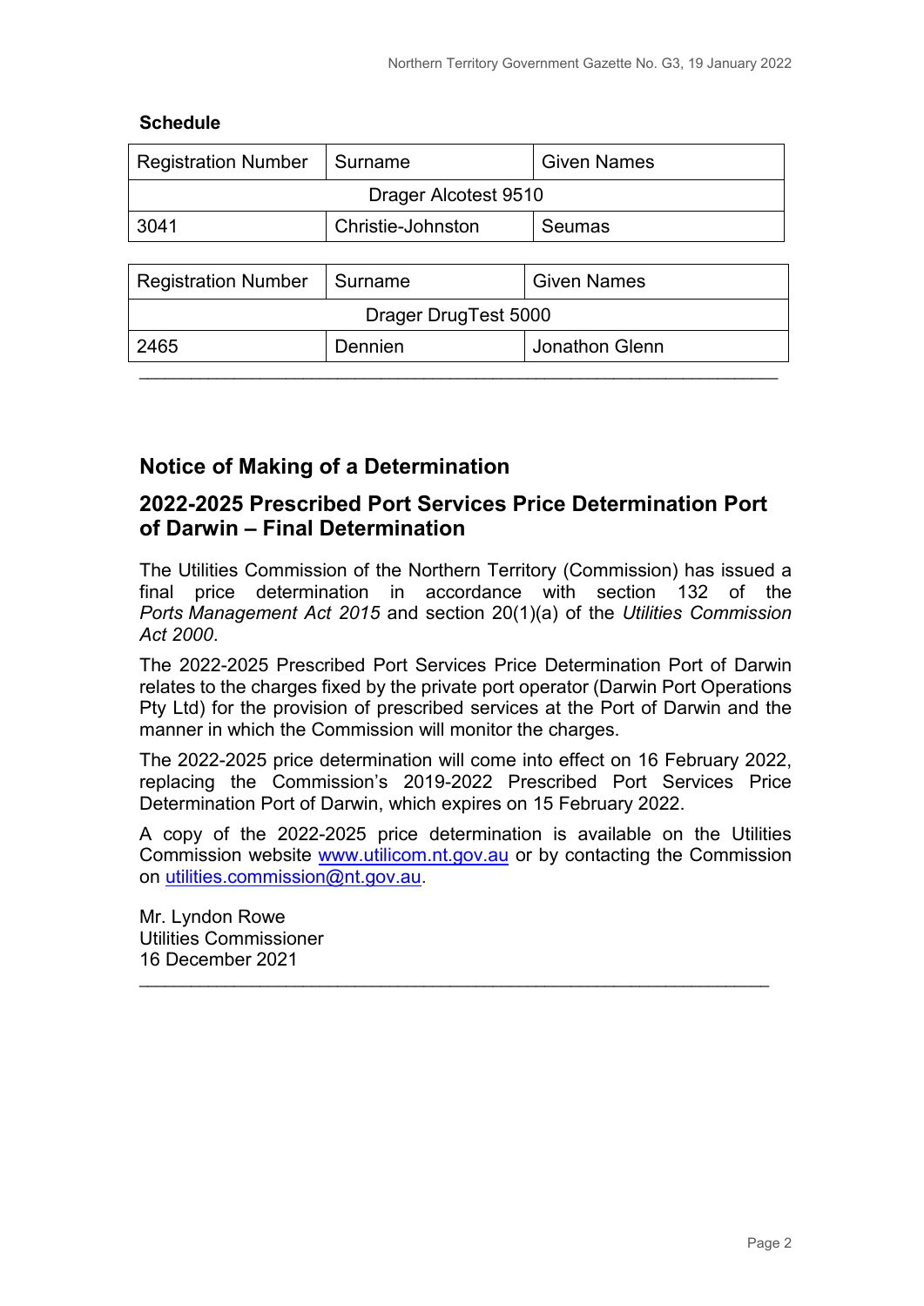**Schedule**

| Registration Number | Surname | Given Names |
| --- | --- | --- |
| Drager Alcotest 9510 | | |
| 3041 | Christie-Johnston | Seumas |

| Registration Number | Surname | Given Names |
| --- | --- | --- |
| Drager DrugTest 5000 | | |
| 2465 | Dennien | Jonathon Glenn |

---

## Notice of Making of a Determination

## 2022-2025 Prescribed Port Services Price Determination Port of Darwin – Final Determination

The Utilities Commission of the Northern Territory (Commission) has issued a final price determination in accordance with section 132 of the *Ports Management Act 2015* and section 20(1)(a) of the *Utilities Commission Act 2000*.

The 2022-2025 Prescribed Port Services Price Determination Port of Darwin relates to the charges fixed by the private port operator (Darwin Port Operations Pty Ltd) for the provision of prescribed services at the Port of Darwin and the manner in which the Commission will monitor the charges.

The 2022-2025 price determination will come into effect on 16 February 2022, replacing the Commission's 2019-2022 Prescribed Port Services Price Determination Port of Darwin, which expires on 15 February 2022.

A copy of the 2022-2025 price determination is available on the Utilities Commission website www.utilicom.nt.gov.au or by contacting the Commission on utilities.commission@nt.gov.au.

Mr. Lyndon Rowe
Utilities Commissioner
16 December 2021

---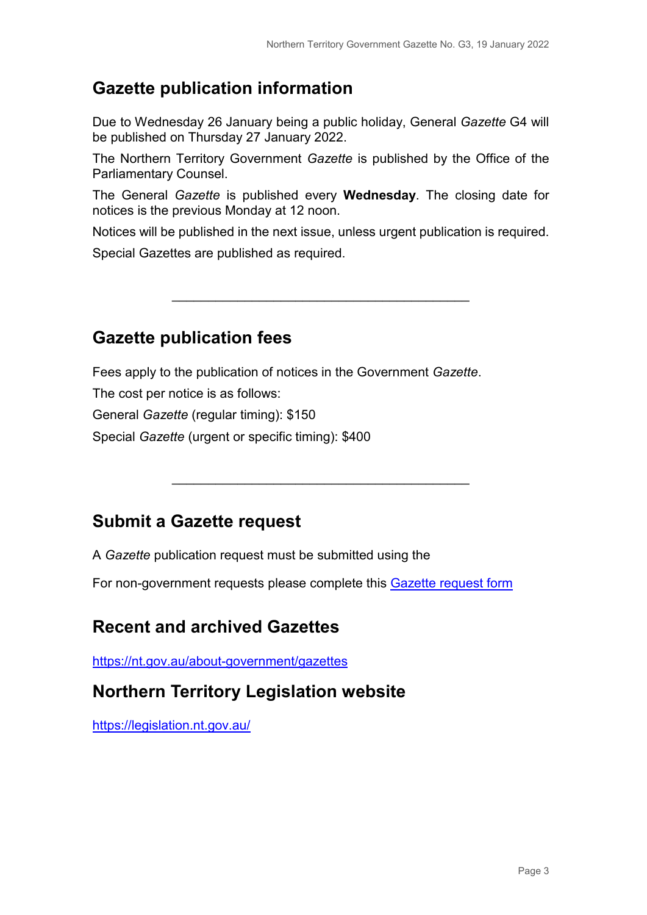## Gazette publication information

Due to Wednesday 26 January being a public holiday, General *Gazette* G4 will be published on Thursday 27 January 2022.

The Northern Territory Government *Gazette* is published by the Office of the Parliamentary Counsel.

The General *Gazette* is published every **Wednesday**. The closing date for notices is the previous Monday at 12 noon.

Notices will be published in the next issue, unless urgent publication is required.

Special Gazettes are published as required.

---

## Gazette publication fees

Fees apply to the publication of notices in the Government *Gazette*.

The cost per notice is as follows:

General *Gazette* (regular timing): $150

Special *Gazette* (urgent or specific timing): $400

---

## Submit a Gazette request

A *Gazette* publication request must be submitted using the

For non-government requests please complete this [Gazette request form]

## Recent and archived Gazettes

https://nt.gov.au/about-government/gazettes

## Northern Territory Legislation website

https://legislation.nt.gov.au/